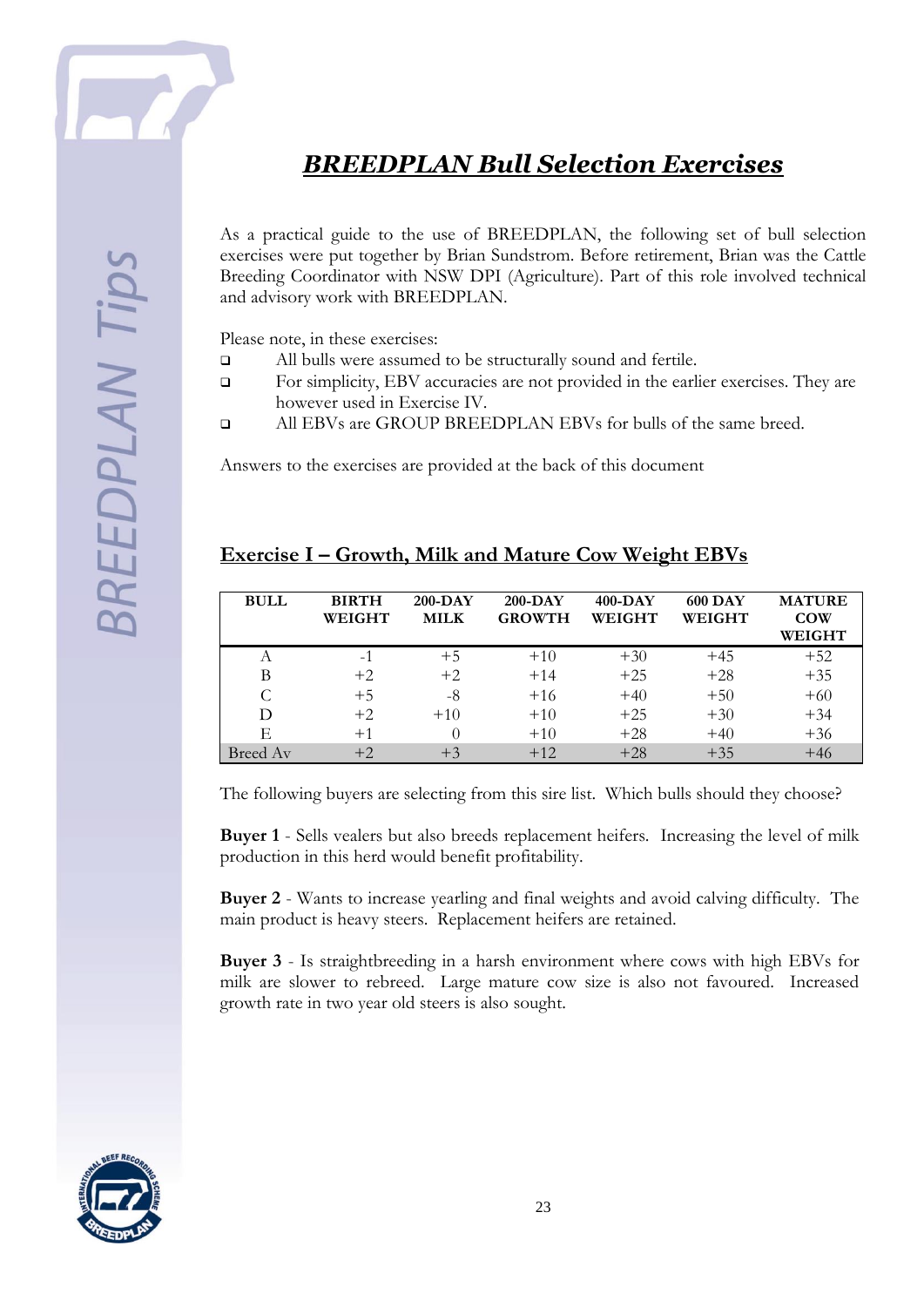# *BREEDPLAN Bull Selection Exercises*

As a practical guide to the use of BREEDPLAN, the following set of bull selection exercises were put together by Brian Sundstrom. Before retirement, Brian was the Cattle Breeding Coordinator with NSW DPI (Agriculture). Part of this role involved technical and advisory work with BREEDPLAN.

Please note, in these exercises:

- All bulls were assumed to be structurally sound and fertile.
- For simplicity, EBV accuracies are not provided in the earlier exercises. They are however used in Exercise IV.
- All EBVs are GROUP BREEDPLAN EBVs for bulls of the same breed.

Answers to the exercises are provided at the back of this document

## Exercise I – Growth, Milk and Mature Cow Weight EBVs

| BULL | BIRTH WEIGHT | 200-DAY MILK | 200-DAY GROWTH | 400-DAY WEIGHT | 600 DAY WEIGHT | MATURE COW WEIGHT |
|---|---|---|---|---|---|---|
| A | -1 | +5 | +10 | +30 | +45 | +52 |
| B | +2 | +2 | +14 | +25 | +28 | +35 |
| C | +5 | -8 | +16 | +40 | +50 | +60 |
| D | +2 | +10 | +10 | +25 | +30 | +34 |
| E | +1 | 0 | +10 | +28 | +40 | +36 |
| Breed Av | +2 | +3 | +12 | +28 | +35 | +46 |

The following buyers are selecting from this sire list. Which bulls should they choose?

**Buyer 1** - Sells vealers but also breeds replacement heifers. Increasing the level of milk production in this herd would benefit profitability.

**Buyer 2** - Wants to increase yearling and final weights and avoid calving difficulty. The main product is heavy steers. Replacement heifers are retained.

**Buyer 3** - Is straightbreeding in a harsh environment where cows with high EBVs for milk are slower to rebreed. Large mature cow size is also not favoured. Increased growth rate in two year old steers is also sought.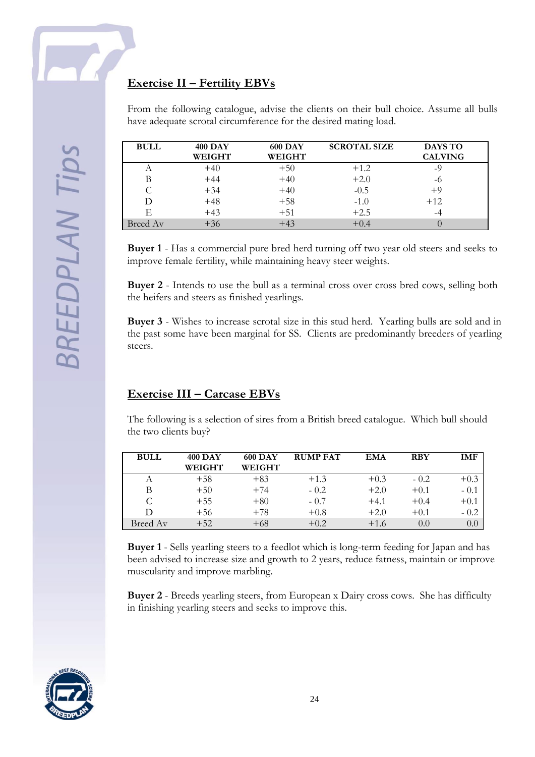## Exercise II – Fertility EBVs

From the following catalogue, advise the clients on their bull choice. Assume all bulls have adequate scrotal circumference for the desired mating load.

| BULL | 400 DAY WEIGHT | 600 DAY WEIGHT | SCROTAL SIZE | DAYS TO CALVING |
|---|---|---|---|---|
| A | +40 | +50 | +1.2 | -9 |
| B | +44 | +40 | +2.0 | -6 |
| C | +34 | +40 | -0.5 | +9 |
| D | +48 | +58 | -1.0 | +12 |
| E | +43 | +51 | +2.5 | -4 |
| Breed Av | +36 | +43 | +0.4 | 0 |

**Buyer 1** - Has a commercial pure bred herd turning off two year old steers and seeks to improve female fertility, while maintaining heavy steer weights.

**Buyer 2** - Intends to use the bull as a terminal cross over cross bred cows, selling both the heifers and steers as finished yearlings.

**Buyer 3** - Wishes to increase scrotal size in this stud herd. Yearling bulls are sold and in the past some have been marginal for SS. Clients are predominantly breeders of yearling steers.

## Exercise III – Carcase EBVs

The following is a selection of sires from a British breed catalogue. Which bull should the two clients buy?

| BULL | 400 DAY WEIGHT | 600 DAY WEIGHT | RUMP FAT | EMA | RBY | IMF |
|---|---|---|---|---|---|---|
| A | +58 | +83 | +1.3 | +0.3 | - 0.2 | +0.3 |
| B | +50 | +74 | - 0.2 | +2.0 | +0.1 | - 0.1 |
| C | +55 | +80 | - 0.7 | +4.1 | +0.4 | +0.1 |
| D | +56 | +78 | +0.8 | +2.0 | +0.1 | - 0.2 |
| Breed Av | +52 | +68 | +0.2 | +1.6 | 0.0 | 0.0 |

**Buyer 1** - Sells yearling steers to a feedlot which is long-term feeding for Japan and has been advised to increase size and growth to 2 years, reduce fatness, maintain or improve muscularity and improve marbling.

**Buyer 2** - Breeds yearling steers, from European x Dairy cross cows. She has difficulty in finishing yearling steers and seeks to improve this.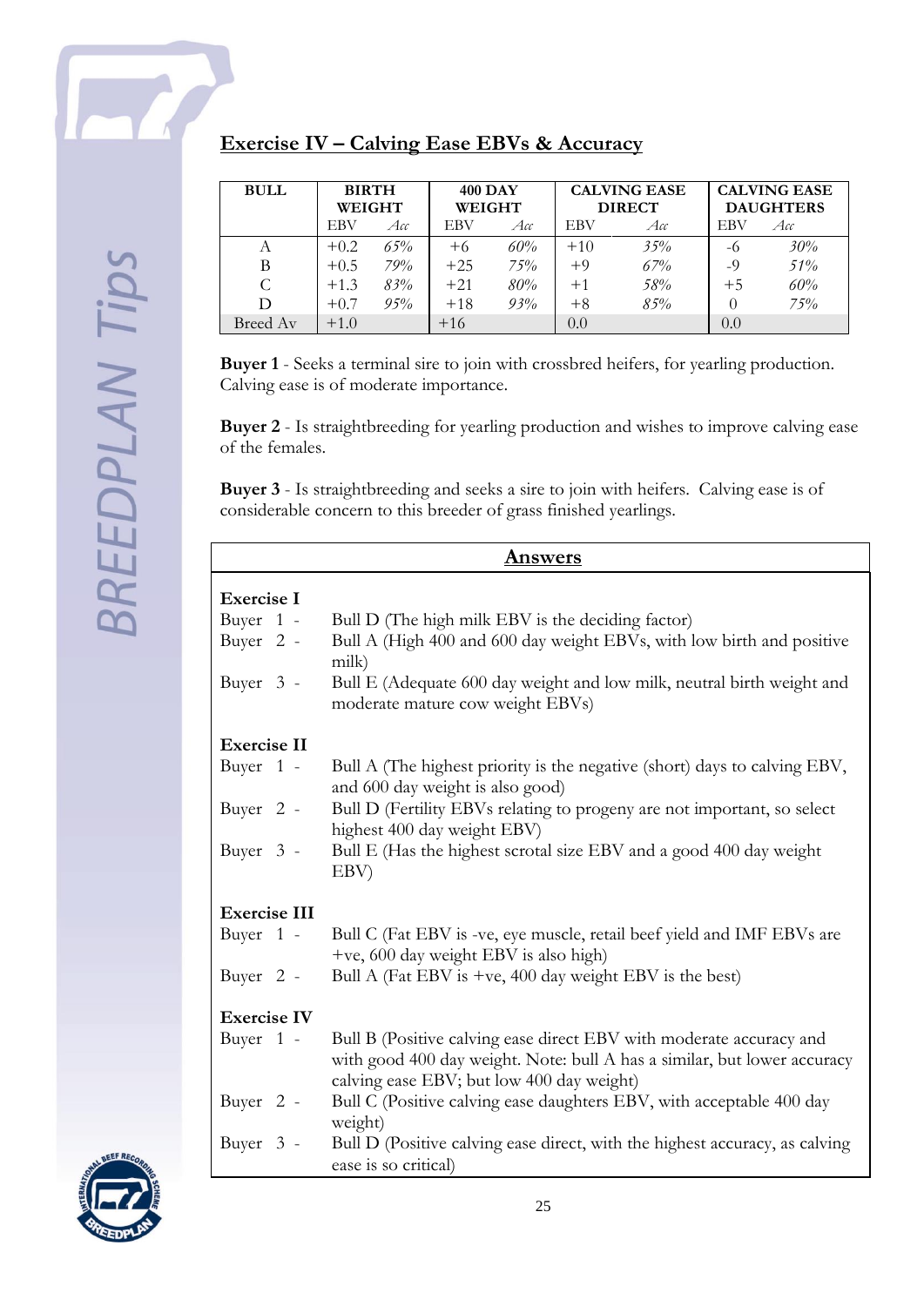## Exercise IV – Calving Ease EBVs & Accuracy

| BULL | BIRTH WEIGHT | | 400 DAY WEIGHT | | CALVING EASE DIRECT | | CALVING EASE DAUGHTERS | |
|---|---|---|---|---|---|---|---|---|
| | EBV | *Acc* | EBV | *Acc* | EBV | *Acc* | EBV | *Acc* |
| A | +0.2 | *65%* | +6 | *60%* | +10 | *35%* | -6 | *30%* |
| B | +0.5 | *79%* | +25 | *75%* | +9 | *67%* | -9 | *51%* |
| C | +1.3 | *83%* | +21 | *80%* | +1 | *58%* | +5 | *60%* |
| D | +0.7 | *95%* | +18 | *93%* | +8 | *85%* | 0 | *75%* |
| Breed Av | +1.0 | | +16 | | 0.0 | | 0.0 | |

**Buyer 1** - Seeks a terminal sire to join with crossbred heifers, for yearling production. Calving ease is of moderate importance.

**Buyer 2** - Is straightbreeding for yearling production and wishes to improve calving ease of the females.

**Buyer 3** - Is straightbreeding and seeks a sire to join with heifers. Calving ease is of considerable concern to this breeder of grass finished yearlings.

## Answers

**Exercise I**

Buyer 1 - Bull D (The high milk EBV is the deciding factor)

Buyer 2 - Bull A (High 400 and 600 day weight EBVs, with low birth and positive milk)

Buyer 3 - Bull E (Adequate 600 day weight and low milk, neutral birth weight and moderate mature cow weight EBVs)

**Exercise II**

Buyer 1 - Bull A (The highest priority is the negative (short) days to calving EBV, and 600 day weight is also good)

Buyer 2 - Bull D (Fertility EBVs relating to progeny are not important, so select highest 400 day weight EBV)

Buyer 3 - Bull E (Has the highest scrotal size EBV and a good 400 day weight EBV)

**Exercise III**

Buyer 1 - Bull C (Fat EBV is -ve, eye muscle, retail beef yield and IMF EBVs are +ve, 600 day weight EBV is also high)

Buyer 2 - Bull A (Fat EBV is +ve, 400 day weight EBV is the best)

**Exercise IV**

Buyer 1 - Bull B (Positive calving ease direct EBV with moderate accuracy and with good 400 day weight. Note: bull A has a similar, but lower accuracy calving ease EBV; but low 400 day weight)

Buyer 2 - Bull C (Positive calving ease daughters EBV, with acceptable 400 day weight)

Buyer 3 - Bull D (Positive calving ease direct, with the highest accuracy, as calving ease is so critical)